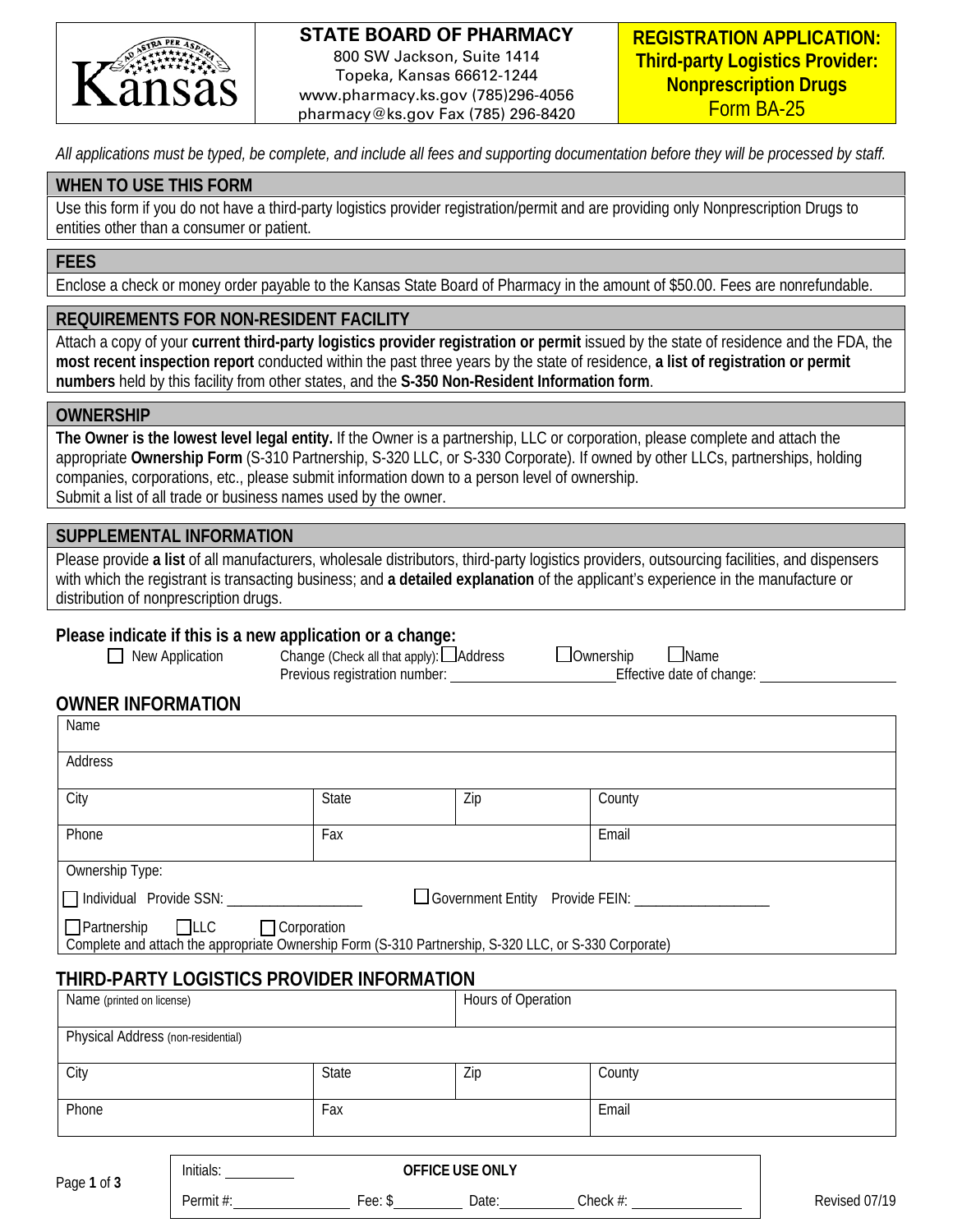**STATE BOARD OF PHARMACY**
800 SW Jackson, Suite 1414
Topeka, Kansas 66612-1244
www.pharmacy.ks.gov (785)296-4056
pharmacy@ks.gov Fax (785) 296-8420

# REGISTRATION APPLICATION: Third-party Logistics Provider: Nonprescription Drugs
Form BA-25

*All applications must be typed, be complete, and include all fees and supporting documentation before they will be processed by staff.*

## WHEN TO USE THIS FORM

Use this form if you do not have a third-party logistics provider registration/permit and are providing only Nonprescription Drugs to entities other than a consumer or patient.

## FEES

Enclose a check or money order payable to the Kansas State Board of Pharmacy in the amount of $50.00. Fees are nonrefundable.

## REQUIREMENTS FOR NON-RESIDENT FACILITY

Attach a copy of your **current third-party logistics provider registration or permit** issued by the state of residence and the FDA, the **most recent inspection report** conducted within the past three years by the state of residence, **a list of registration or permit numbers** held by this facility from other states, and the **S-350 Non-Resident Information form**.

## OWNERSHIP

**The Owner is the lowest level legal entity.** If the Owner is a partnership, LLC or corporation, please complete and attach the appropriate **Ownership Form** (S-310 Partnership, S-320 LLC, or S-330 Corporate). If owned by other LLCs, partnerships, holding companies, corporations, etc., please submit information down to a person level of ownership.
Submit a list of all trade or business names used by the owner.

## SUPPLEMENTAL INFORMATION

Please provide **a list** of all manufacturers, wholesale distributors, third-party logistics providers, outsourcing facilities, and dispensers with which the registrant is transacting business; and **a detailed explanation** of the applicant's experience in the manufacture or distribution of nonprescription drugs.

### Please indicate if this is a new application or a change:

☐ New Application    Change (Check all that apply): ☐ Address    ☐ Ownership    ☐ Name

Previous registration number: ____________________ Effective date of change: ____________________

## OWNER INFORMATION

| Name | | | |
|---|---|---|---|
| Address | | | |
| City | State | Zip | County |
| Phone | Fax | | Email |

Ownership Type:

☐ Individual Provide SSN: ____________________    ☐ Government Entity Provide FEIN: ____________________

☐ Partnership ☐ LLC ☐ Corporation
Complete and attach the appropriate Ownership Form (S-310 Partnership, S-320 LLC, or S-330 Corporate)

## THIRD-PARTY LOGISTICS PROVIDER INFORMATION

| Name (printed on license) | | Hours of Operation | |
|---|---|---|---|
| Physical Address (non-residential) | | | |
| City | State | Zip | County |
| Phone | Fax | | Email |

| OFFICE USE ONLY | | | |
|---|---|---|---|
| Initials: ________ | | | |
| Permit #: ____________ | Fee: $ ________ | Date: ________ | Check #: ____________ |

Revised 07/19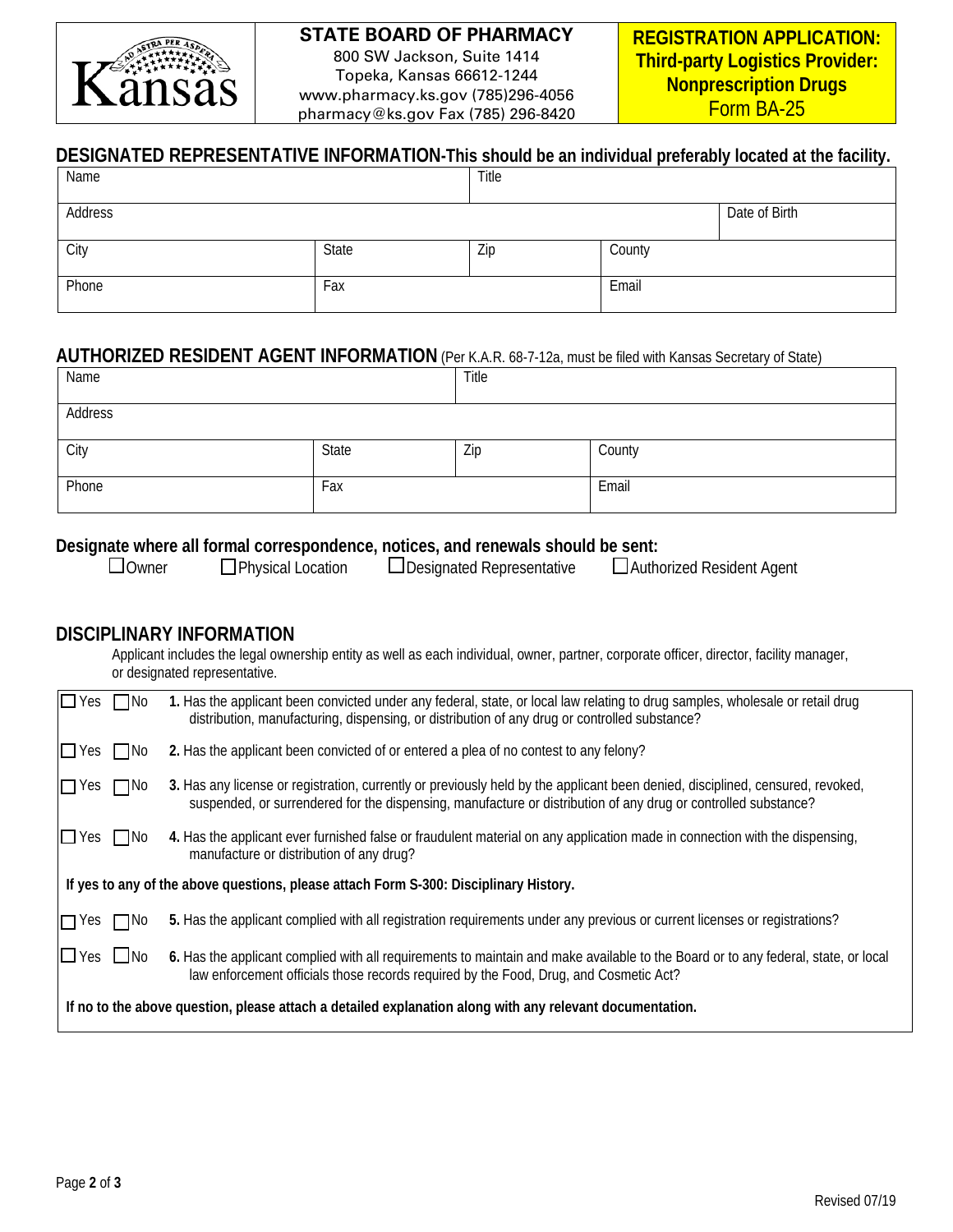**STATE BOARD OF PHARMACY**
800 SW Jackson, Suite 1414
Topeka, Kansas 66612-1244
www.pharmacy.ks.gov (785)296-4056
pharmacy@ks.gov Fax (785) 296-8420

**REGISTRATION APPLICATION: Third-party Logistics Provider: Nonprescription Drugs**
Form BA-25

## DESIGNATED REPRESENTATIVE INFORMATION-This should be an individual preferably located at the facility.

| Name | | Title | |
|---|---|---|---|
| Address | | | Date of Birth |
| City | State | Zip | County |
| Phone | Fax | | Email |

## AUTHORIZED RESIDENT AGENT INFORMATION (Per K.A.R. 68-7-12a, must be filed with Kansas Secretary of State)

| Name | | Title | |
|---|---|---|---|
| Address | | | |
| City | State | Zip | County |
| Phone | Fax | | Email |

**Designate where all formal correspondence, notices, and renewals should be sent:**

☐ Owner ☐ Physical Location ☐ Designated Representative ☐ Authorized Resident Agent

## DISCIPLINARY INFORMATION

Applicant includes the legal ownership entity as well as each individual, owner, partner, corporate officer, director, facility manager, or designated representative.

☐ Yes ☐ No **1.** Has the applicant been convicted under any federal, state, or local law relating to drug samples, wholesale or retail drug distribution, manufacturing, dispensing, or distribution of any drug or controlled substance?

☐ Yes ☐ No **2.** Has the applicant been convicted of or entered a plea of no contest to any felony?

☐ Yes ☐ No **3.** Has any license or registration, currently or previously held by the applicant been denied, disciplined, censured, revoked, suspended, or surrendered for the dispensing, manufacture or distribution of any drug or controlled substance?

☐ Yes ☐ No **4.** Has the applicant ever furnished false or fraudulent material on any application made in connection with the dispensing, manufacture or distribution of any drug?

**If yes to any of the above questions, please attach Form S-300: Disciplinary History.**

☐ Yes ☐ No **5.** Has the applicant complied with all registration requirements under any previous or current licenses or registrations?

☐ Yes ☐ No **6.** Has the applicant complied with all requirements to maintain and make available to the Board or to any federal, state, or local law enforcement officials those records required by the Food, Drug, and Cosmetic Act?

**If no to the above question, please attach a detailed explanation along with any relevant documentation.**

Revised 07/19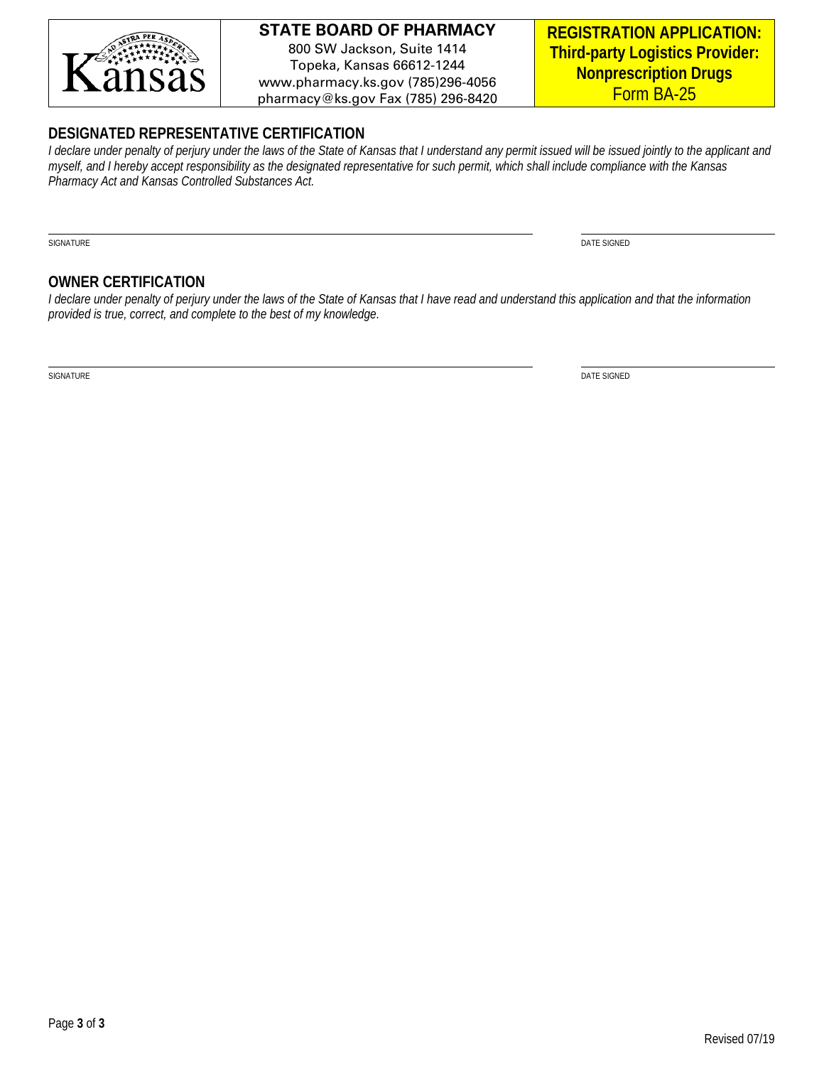STATE BOARD OF PHARMACY
800 SW Jackson, Suite 1414
Topeka, Kansas 66612-1244
www.pharmacy.ks.gov (785)296-4056
pharmacy@ks.gov Fax (785) 296-8420

**REGISTRATION APPLICATION: Third-party Logistics Provider: Nonprescription Drugs**
Form BA-25

## DESIGNATED REPRESENTATIVE CERTIFICATION

*I declare under penalty of perjury under the laws of the State of Kansas that I understand any permit issued will be issued jointly to the applicant and myself, and I hereby accept responsibility as the designated representative for such permit, which shall include compliance with the Kansas Pharmacy Act and Kansas Controlled Substances Act.*

SIGNATURE ______________________________ DATE SIGNED ______________

## OWNER CERTIFICATION

*I declare under penalty of perjury under the laws of the State of Kansas that I have read and understand this application and that the information provided is true, correct, and complete to the best of my knowledge.*

SIGNATURE ______________________________ DATE SIGNED ______________

Revised 07/19